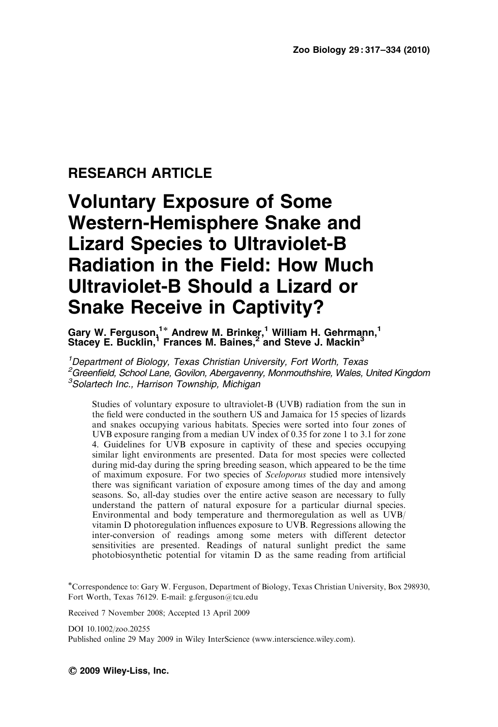**RESEARCH ARTICLE**

# Voluntary Exposure of Some Western-Hemisphere Snake and Lizard Species to Ultraviolet-B Radiation in the Field: How Much Ultraviolet-B Should a Lizard or Snake Receive in Captivity?

**Gary W. Ferguson,[1]* Andrew M. Brinker,[1] William H. Gehrmann,[1] Stacey E. Bucklin,[1] Frances M. Baines,[2] and Steve J. Mackin[3]**

[1] *Department of Biology, Texas Christian University, Fort Worth, Texas*
[2] *Greenfield, School Lane, Govilon, Abergavenny, Monmouthshire, Wales, United Kingdom*
[3] *Solartech Inc., Harrison Township, Michigan*

Studies of voluntary exposure to ultraviolet-B (UVB) radiation from the sun in the field were conducted in the southern US and Jamaica for 15 species of lizards and snakes occupying various habitats. Species were sorted into four zones of UVB exposure ranging from a median UV index of 0.35 for zone 1 to 3.1 for zone 4. Guidelines for UVB exposure in captivity of these and species occupying similar light environments are presented. Data for most species were collected during mid-day during the spring breeding season, which appeared to be the time of maximum exposure. For two species of *Sceloporus* studied more intensively there was significant variation of exposure among times of the day and among seasons. So, all-day studies over the entire active season are necessary to fully understand the pattern of natural exposure for a particular diurnal species. Environmental and body temperature and thermoregulation as well as UVB/vitamin D photoregulation influences exposure to UVB. Regressions allowing the inter-conversion of readings among some meters with different detector sensitivities are presented. Readings of natural sunlight predict the same photobiosynthetic potential for vitamin D as the same reading from artificial

*Correspondence to: Gary W. Ferguson, Department of Biology, Texas Christian University, Box 298930, Fort Worth, Texas 76129. E-mail: g.ferguson@tcu.edu

Received 7 November 2008; Accepted 13 April 2009

DOI 10.1002/zoo.20255
Published online 29 May 2009 in Wiley InterScience (www.interscience.wiley.com).

© 2009 Wiley-Liss, Inc.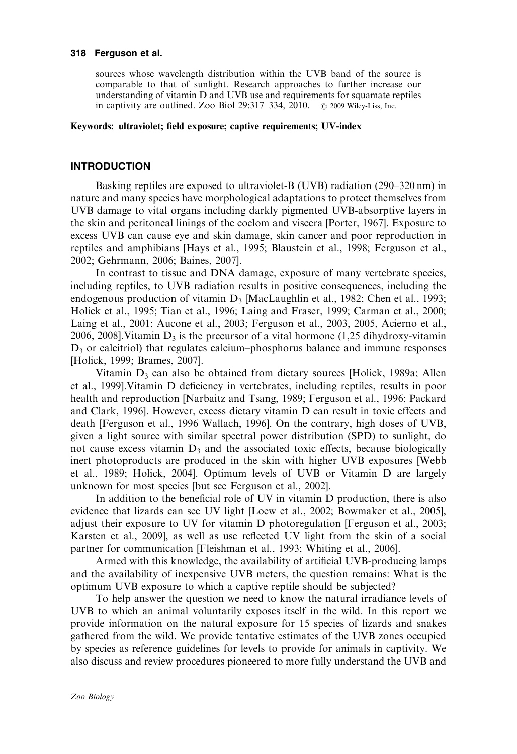sources whose wavelength distribution within the UVB band of the source is comparable to that of sunlight. Research approaches to further increase our understanding of vitamin D and UVB use and requirements for squamate reptiles in captivity are outlined. Zoo Biol 29:317–334, 2010. © 2009 Wiley-Liss, Inc.

**Keywords: ultraviolet; field exposure; captive requirements; UV-index**

## INTRODUCTION

Basking reptiles are exposed to ultraviolet-B (UVB) radiation (290–320 nm) in nature and many species have morphological adaptations to protect themselves from UVB damage to vital organs including darkly pigmented UVB-absorptive layers in the skin and peritoneal linings of the coelom and viscera [Porter, 1967]. Exposure to excess UVB can cause eye and skin damage, skin cancer and poor reproduction in reptiles and amphibians [Hays et al., 1995; Blaustein et al., 1998; Ferguson et al., 2002; Gehrmann, 2006; Baines, 2007].

In contrast to tissue and DNA damage, exposure of many vertebrate species, including reptiles, to UVB radiation results in positive consequences, including the endogenous production of vitamin $D_3$ [MacLaughlin et al., 1982; Chen et al., 1993; Holick et al., 1995; Tian et al., 1996; Laing and Fraser, 1999; Carman et al., 2000; Laing et al., 2001; Aucone et al., 2003; Ferguson et al., 2003, 2005, Acierno et al., 2006, 2008].Vitamin $D_3$ is the precursor of a vital hormone (1,25 dihydroxy-vitamin $D_3$ or calcitriol) that regulates calcium–phosphorus balance and immune responses [Holick, 1999; Brames, 2007].

Vitamin $D_3$ can also be obtained from dietary sources [Holick, 1989a; Allen et al., 1999].Vitamin D deficiency in vertebrates, including reptiles, results in poor health and reproduction [Narbaitz and Tsang, 1989; Ferguson et al., 1996; Packard and Clark, 1996]. However, excess dietary vitamin D can result in toxic effects and death [Ferguson et al., 1996 Wallach, 1996]. On the contrary, high doses of UVB, given a light source with similar spectral power distribution (SPD) to sunlight, do not cause excess vitamin $D_3$ and the associated toxic effects, because biologically inert photoproducts are produced in the skin with higher UVB exposures [Webb et al., 1989; Holick, 2004]. Optimum levels of UVB or Vitamin D are largely unknown for most species [but see Ferguson et al., 2002].

In addition to the beneficial role of UV in vitamin D production, there is also evidence that lizards can see UV light [Loew et al., 2002; Bowmaker et al., 2005], adjust their exposure to UV for vitamin D photoregulation [Ferguson et al., 2003; Karsten et al., 2009], as well as use reflected UV light from the skin of a social partner for communication [Fleishman et al., 1993; Whiting et al., 2006].

Armed with this knowledge, the availability of artificial UVB-producing lamps and the availability of inexpensive UVB meters, the question remains: What is the optimum UVB exposure to which a captive reptile should be subjected?

To help answer the question we need to know the natural irradiance levels of UVB to which an animal voluntarily exposes itself in the wild. In this report we provide information on the natural exposure for 15 species of lizards and snakes gathered from the wild. We provide tentative estimates of the UVB zones occupied by species as reference guidelines for levels to provide for animals in captivity. We also discuss and review procedures pioneered to more fully understand the UVB and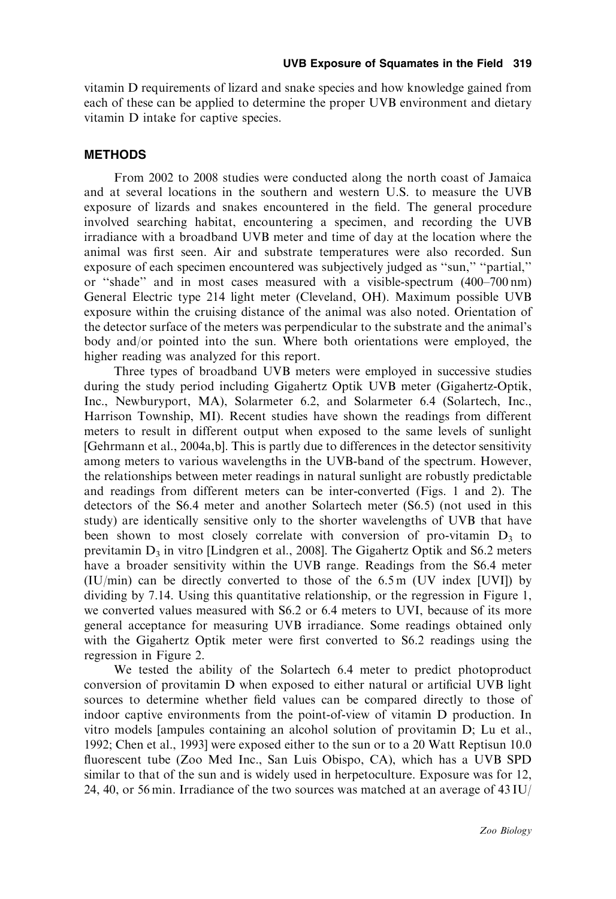vitamin D requirements of lizard and snake species and how knowledge gained from each of these can be applied to determine the proper UVB environment and dietary vitamin D intake for captive species.

## METHODS

From 2002 to 2008 studies were conducted along the north coast of Jamaica and at several locations in the southern and western U.S. to measure the UVB exposure of lizards and snakes encountered in the field. The general procedure involved searching habitat, encountering a specimen, and recording the UVB irradiance with a broadband UVB meter and time of day at the location where the animal was first seen. Air and substrate temperatures were also recorded. Sun exposure of each specimen encountered was subjectively judged as "sun," "partial," or "shade" and in most cases measured with a visible-spectrum (400–700 nm) General Electric type 214 light meter (Cleveland, OH). Maximum possible UVB exposure within the cruising distance of the animal was also noted. Orientation of the detector surface of the meters was perpendicular to the substrate and the animal's body and/or pointed into the sun. Where both orientations were employed, the higher reading was analyzed for this report.

Three types of broadband UVB meters were employed in successive studies during the study period including Gigahertz Optik UVB meter (Gigahertz-Optik, Inc., Newburyport, MA), Solarmeter 6.2, and Solarmeter 6.4 (Solartech, Inc., Harrison Township, MI). Recent studies have shown the readings from different meters to result in different output when exposed to the same levels of sunlight [Gehrmann et al., 2004a,b]. This is partly due to differences in the detector sensitivity among meters to various wavelengths in the UVB-band of the spectrum. However, the relationships between meter readings in natural sunlight are robustly predictable and readings from different meters can be inter-converted (Figs. 1 and 2). The detectors of the S6.4 meter and another Solartech meter (S6.5) (not used in this study) are identically sensitive only to the shorter wavelengths of UVB that have been shown to most closely correlate with conversion of pro-vitamin $D_3$ to previtamin $D_3$ in vitro [Lindgren et al., 2008]. The Gigahertz Optik and S6.2 meters have a broader sensitivity within the UVB range. Readings from the S6.4 meter (IU/min) can be directly converted to those of the 6.5 m (UV index [UVI]) by dividing by 7.14. Using this quantitative relationship, or the regression in Figure 1, we converted values measured with S6.2 or 6.4 meters to UVI, because of its more general acceptance for measuring UVB irradiance. Some readings obtained only with the Gigahertz Optik meter were first converted to S6.2 readings using the regression in Figure 2.

We tested the ability of the Solartech 6.4 meter to predict photoproduct conversion of provitamin D when exposed to either natural or artificial UVB light sources to determine whether field values can be compared directly to those of indoor captive environments from the point-of-view of vitamin D production. In vitro models [ampules containing an alcohol solution of provitamin D; Lu et al., 1992; Chen et al., 1993] were exposed either to the sun or to a 20 Watt Reptisun 10.0 fluorescent tube (Zoo Med Inc., San Luis Obispo, CA), which has a UVB SPD similar to that of the sun and is widely used in herpetoculture. Exposure was for 12, 24, 40, or 56 min. Irradiance of the two sources was matched at an average of 43 IU/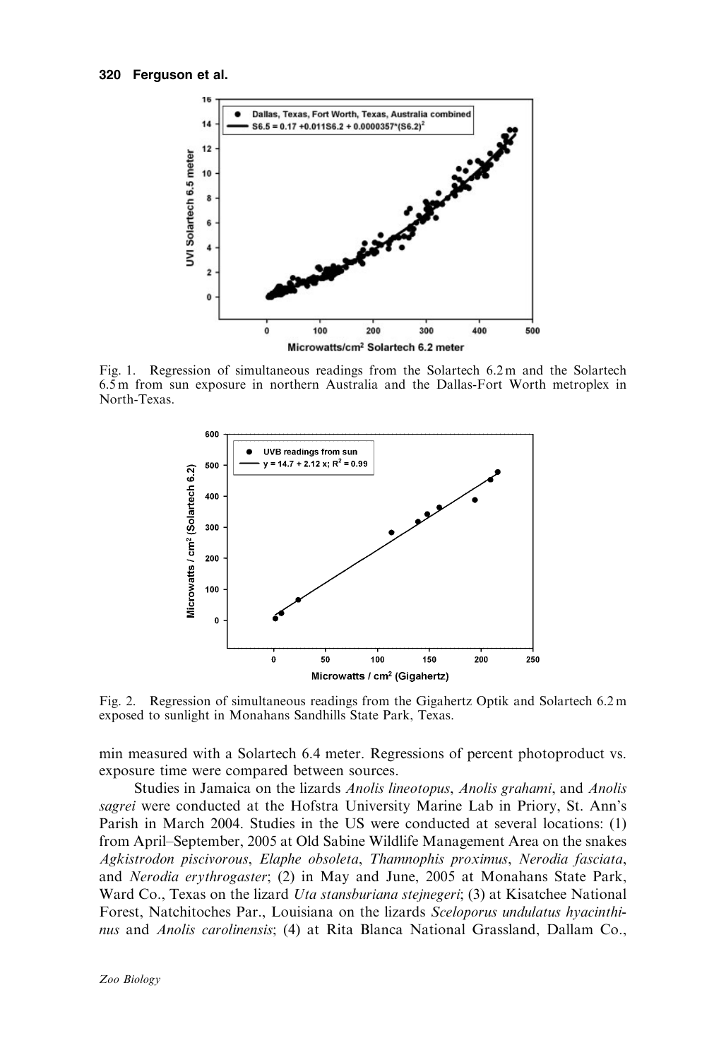Fig. 1. Regression of simultaneous readings from the Solartech 6.2 m and the Solartech 6.5 m from sun exposure in northern Australia and the Dallas-Fort Worth metroplex in North-Texas.

Fig. 2. Regression of simultaneous readings from the Gigahertz Optik and Solartech 6.2 m exposed to sunlight in Monahans Sandhills State Park, Texas.

min measured with a Solartech 6.4 meter. Regressions of percent photoproduct vs. exposure time were compared between sources.

Studies in Jamaica on the lizards *Anolis lineotopus*, *Anolis grahami*, and *Anolis sagrei* were conducted at the Hofstra University Marine Lab in Priory, St. Ann's Parish in March 2004. Studies in the US were conducted at several locations: (1) from April–September, 2005 at Old Sabine Wildlife Management Area on the snakes *Agkistrodon piscivorous*, *Elaphe obsoleta*, *Thamnophis proximus*, *Nerodia fasciata*, and *Nerodia erythrogaster*; (2) in May and June, 2005 at Monahans State Park, Ward Co., Texas on the lizard *Uta stansburiana stejnegeri*; (3) at Kisatchee National Forest, Natchitoches Par., Louisiana on the lizards *Sceloporus undulatus hyacinthinus* and *Anolis carolinensis*; (4) at Rita Blanca National Grassland, Dallam Co.,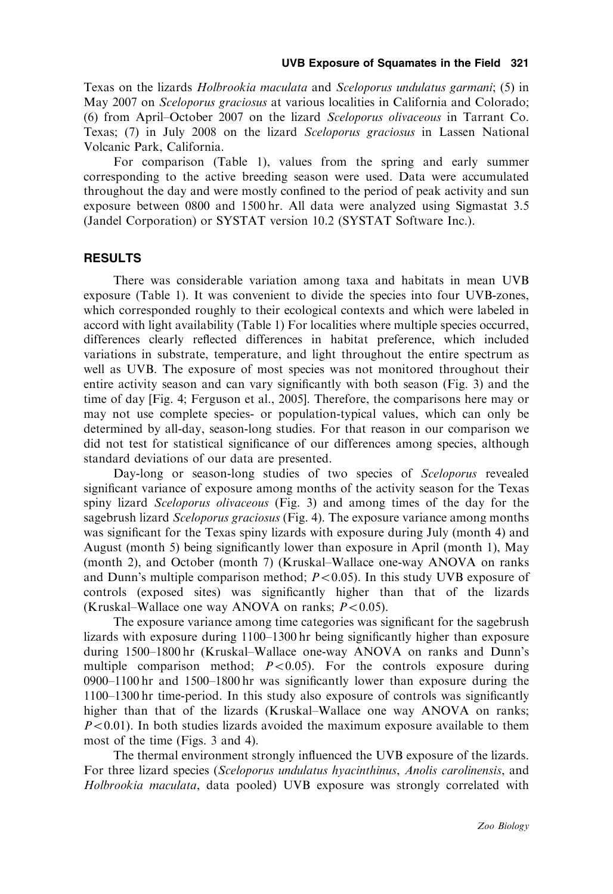Texas on the lizards *Holbrookia maculata* and *Sceloporus undulatus garmani*; (5) in May 2007 on *Sceloporus graciosus* at various localities in California and Colorado; (6) from April–October 2007 on the lizard *Sceloporus olivaceous* in Tarrant Co. Texas; (7) in July 2008 on the lizard *Sceloporus graciosus* in Lassen National Volcanic Park, California.

For comparison (Table 1), values from the spring and early summer corresponding to the active breeding season were used. Data were accumulated throughout the day and were mostly confined to the period of peak activity and sun exposure between 0800 and 1500 hr. All data were analyzed using Sigmastat 3.5 (Jandel Corporation) or SYSTAT version 10.2 (SYSTAT Software Inc.).

## RESULTS

There was considerable variation among taxa and habitats in mean UVB exposure (Table 1). It was convenient to divide the species into four UVB-zones, which corresponded roughly to their ecological contexts and which were labeled in accord with light availability (Table 1) For localities where multiple species occurred, differences clearly reflected differences in habitat preference, which included variations in substrate, temperature, and light throughout the entire spectrum as well as UVB. The exposure of most species was not monitored throughout their entire activity season and can vary significantly with both season (Fig. 3) and the time of day [Fig. 4; Ferguson et al., 2005]. Therefore, the comparisons here may or may not use complete species- or population-typical values, which can only be determined by all-day, season-long studies. For that reason in our comparison we did not test for statistical significance of our differences among species, although standard deviations of our data are presented.

Day-long or season-long studies of two species of *Sceloporus* revealed significant variance of exposure among months of the activity season for the Texas spiny lizard *Sceloporus olivaceous* (Fig. 3) and among times of the day for the sagebrush lizard *Sceloporus graciosus* (Fig. 4). The exposure variance among months was significant for the Texas spiny lizards with exposure during July (month 4) and August (month 5) being significantly lower than exposure in April (month 1), May (month 2), and October (month 7) (Kruskal–Wallace one-way ANOVA on ranks and Dunn's multiple comparison method; $P<0.05$). In this study UVB exposure of controls (exposed sites) was significantly higher than that of the lizards (Kruskal–Wallace one way ANOVA on ranks; $P<0.05$).

The exposure variance among time categories was significant for the sagebrush lizards with exposure during 1100–1300 hr being significantly higher than exposure during 1500–1800 hr (Kruskal–Wallace one-way ANOVA on ranks and Dunn's multiple comparison method; $P<0.05$). For the controls exposure during 0900–1100 hr and 1500–1800 hr was significantly lower than exposure during the 1100–1300 hr time-period. In this study also exposure of controls was significantly higher than that of the lizards (Kruskal–Wallace one way ANOVA on ranks; $P<0.01$). In both studies lizards avoided the maximum exposure available to them most of the time (Figs. 3 and 4).

The thermal environment strongly influenced the UVB exposure of the lizards. For three lizard species (*Sceloporus undulatus hyacinthinus*, *Anolis carolinensis*, and *Holbrookia maculata*, data pooled) UVB exposure was strongly correlated with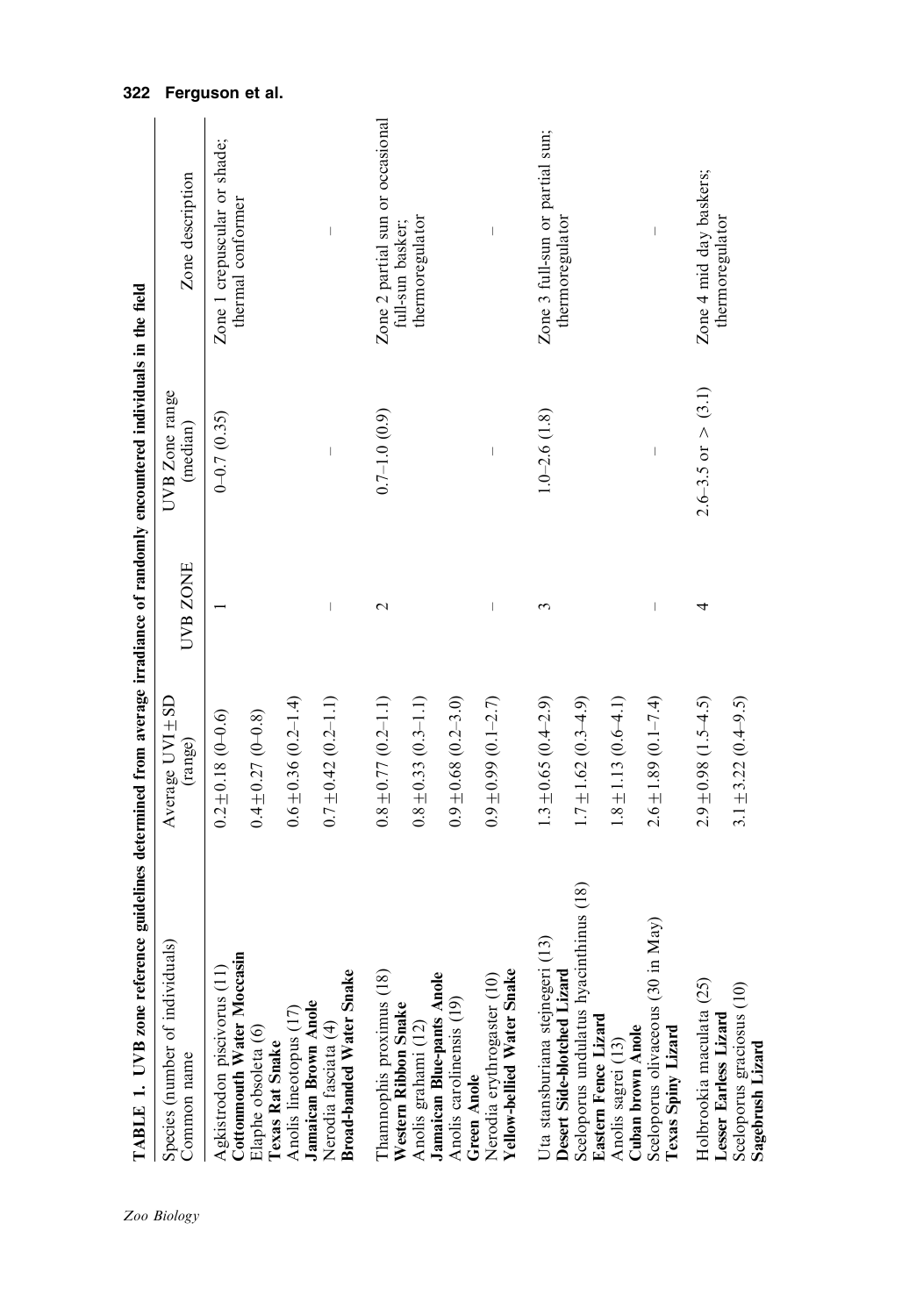**TABLE 1. UVB zone reference guidelines determined from average irradiance of randomly encountered individuals in the field**

| Species (number of individuals) Common name | Average UVI ± SD (range) | UVB ZONE | UVB Zone range (median) | Zone description |
|---|---|---|---|---|
| Agkistrodon piscivorus (11) **Cottonmouth Water Moccasin** | 0.2 ± 0.18 (0–0.6) | 1 | 0–0.7 (0.35) | Zone 1 crepuscular or shade; thermal conformer |
| Elaphe obsoleta (6) **Texas Rat Snake** | 0.4 ± 0.27 (0–0.8) | | | |
| Anolis lineotopus (17) **Jamaican Brown Anole** | 0.6 ± 0.36 (0.2–1.4) | | | |
| Nerodia fasciata (4) **Broad-banded Water Snake** | 0.7 ± 0.42 (0.2–1.1) | – | – | – |
| Thamnophis proximus (18) **Western Ribbon Snake** | 0.8 ± 0.77 (0.2–1.1) | 2 | 0.7–1.0 (0.9) | Zone 2 partial sun or occasional full-sun basker; thermoregulator |
| Anolis grahami (12) **Jamaican Blue-pants Anole** | 0.8 ± 0.33 (0.3–1.1) | | | |
| Anolis carolinensis (19) **Green Anole** | 0.9 ± 0.68 (0.2–3.0) | | | |
| Nerodia erythrogaster (10) **Yellow-bellied Water Snake** | 0.9 ± 0.99 (0.1–2.7) | – | – | – |
| Uta stansburiana stejnegeri (13) **Desert Side-blotched Lizard** | 1.3 ± 0.65 (0.4–2.9) | 3 | 1.0–2.6 (1.8) | Zone 3 full-sun or partial sun; thermoregulator |
| Sceloporus undulatus hyacinthinus (18) **Eastern Fence Lizard** | 1.7 ± 1.62 (0.3–4.9) | | | |
| Anolis sagrei (13) **Cuban brown Anole** | 1.8 ± 1.13 (0.6–4.1) | | | |
| Sceloporus olivaceous (30 in May) **Texas Spiny Lizard** | 2.6 ± 1.89 (0.1–7.4) | – | – | – |
| Holbrookia maculata (25) **Lesser Earless Lizard** | 2.9 ± 0.98 (1.5–4.5) | 4 | 2.6–3.5 or > (3.1) | Zone 4 mid day baskers; thermoregulator |
| Sceloporus graciosus (10) **Sagebrush Lizard** | 3.1 ± 3.22 (0.4–9.5) | | | |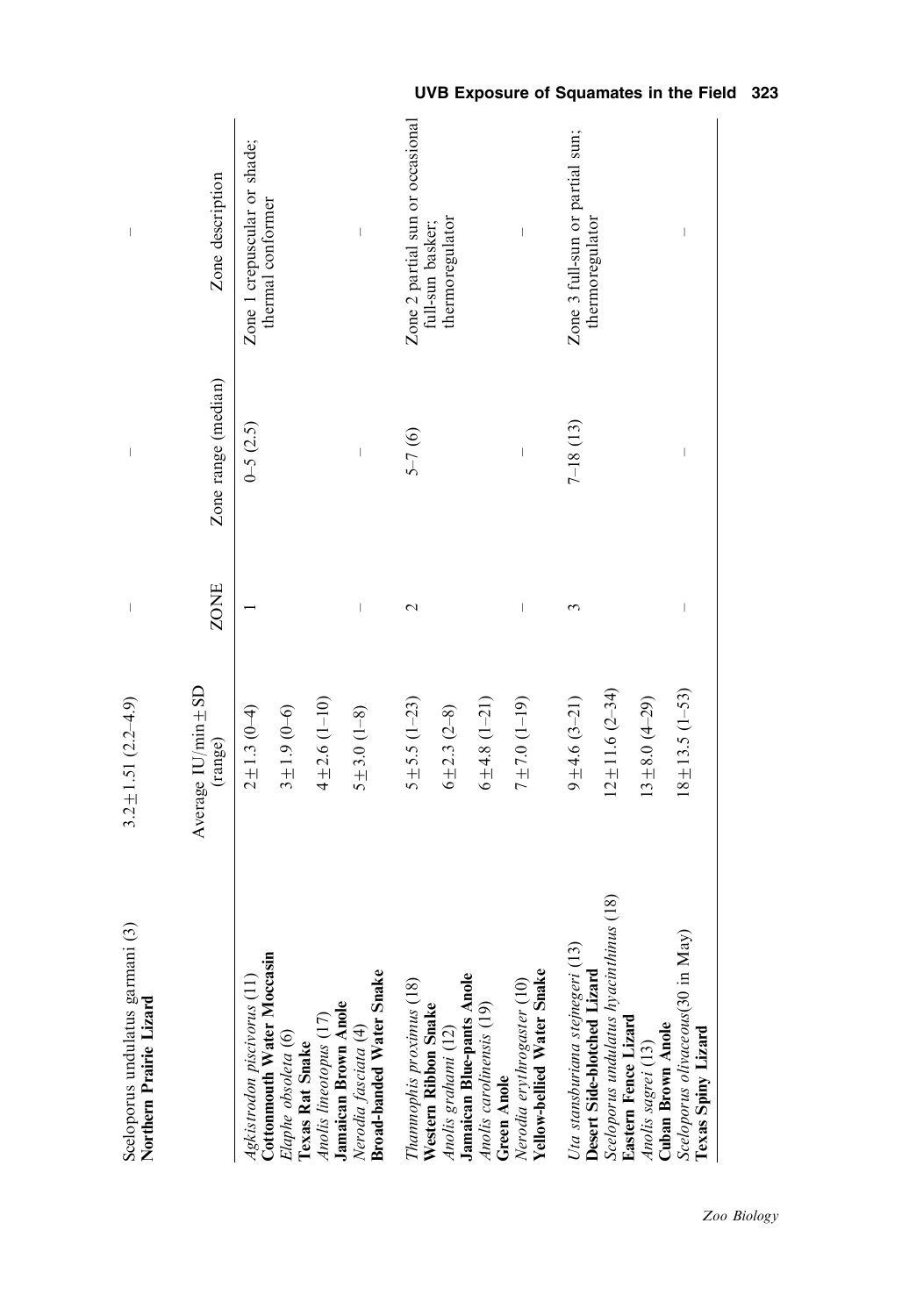| | Average IU/min ± SD (range) | ZONE | Zone range (median) | Zone description |
|---|---|---|---|---|
| Sceloporus undulatus garmani (3) **Northern Prairie Lizard** | 3.2 ± 1.51 (2.2–4.9) | — | — | — |
| *Agkistrodon piscivorus* (11) **Cottonmouth Water Moccasin** | 2 ± 1.3 (0–4) | 1 | 0–5 (2.5) | Zone 1 crepuscular or shade; thermal conformer |
| *Elaphe obsoleta* (6) **Texas Rat Snake** | 3 ± 1.9 (0–6) | | | |
| *Anolis lineotopus* (17) **Jamaican Brown Anole** | 4 ± 2.6 (1–10) | | | |
| *Nerodia fasciata* (4) **Broad-banded Water Snake** | 5 ± 3.0 (1–8) | — | — | — |
| *Thamnophis proximus* (18) **Western Ribbon Snake** | 5 ± 5.5 (1–23) | 2 | 5–7 (6) | Zone 2 partial sun or occasional full-sun basker; thermoregulator |
| *Anolis grahami* (12) **Jamaican Blue-pants Anole** | 6 ± 2.3 (2–8) | | | |
| *Anolis carolinensis* (19) **Green Anole** | 6 ± 4.8 (1–21) | | | |
| *Nerodia erythrogaster* (10) **Yellow-bellied Water Snake** | 7 ± 7.0 (1–19) | — | — | — |
| *Uta stansburiana stejnegeri* (13) **Desert Side-blotched Lizard** | 9 ± 4.6 (3–21) | 3 | 7–18 (13) | Zone 3 full-sun or partial sun; thermoregulator |
| *Sceloporus undulatus hyacinthinus* (18) **Eastern Fence Lizard** | 12 ± 11.6 (2–34) | | | |
| *Anolis sagrei* (13) **Cuban Brown Anole** | 13 ± 8.0 (4–29) | | | |
| *Sceloporus olivaceous*(30 in May) **Texas Spiny Lizard** | 18 ± 13.5 (1–53) | — | — | — |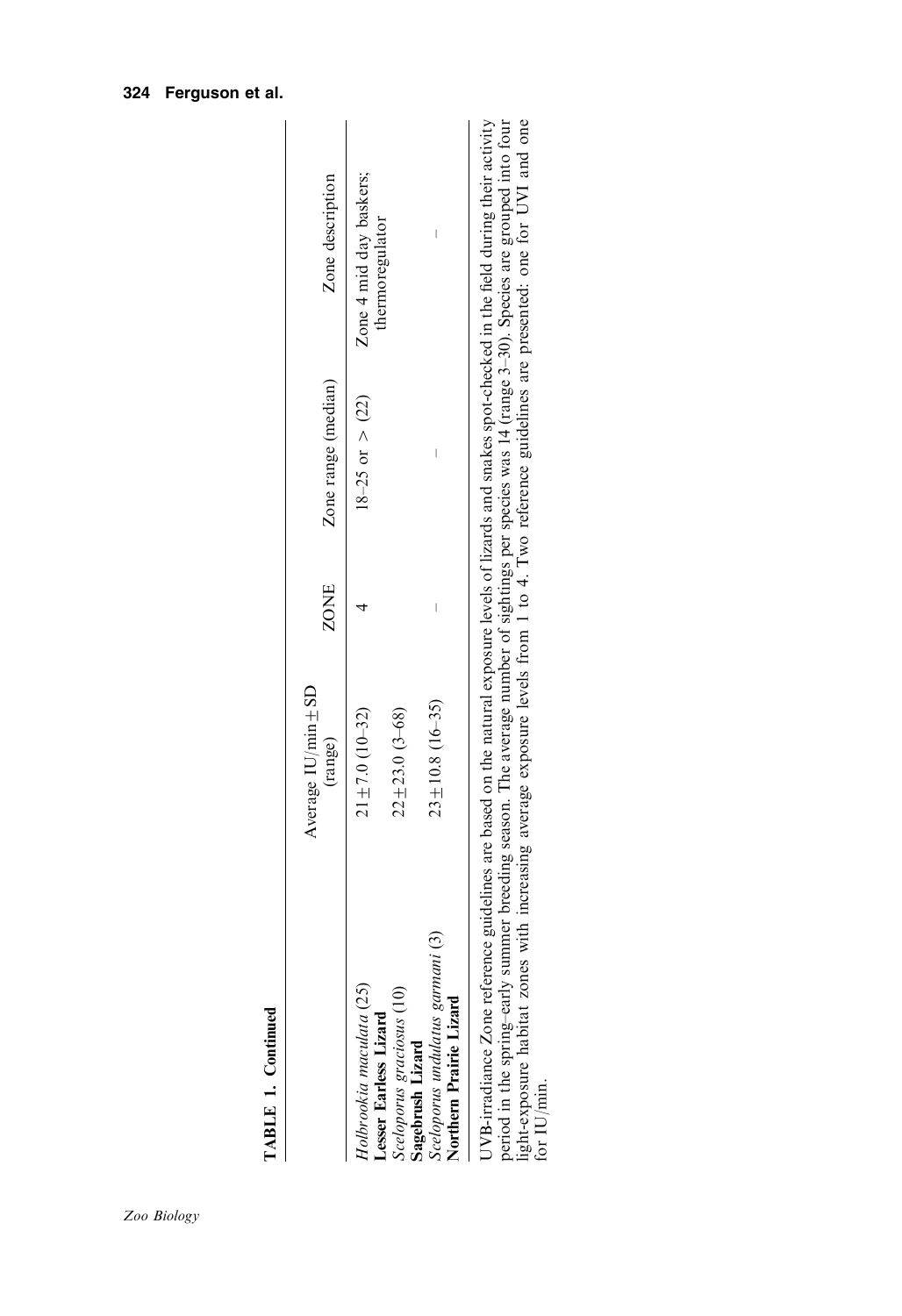**TABLE 1. Continued**

| | Average IU/min ± SD (range) | ZONE | Zone range (median) | Zone description |
|---|---|---|---|---|
| *Holbrookia maculata* (25) **Lesser Earless Lizard** | 21 ± 7.0 (10–32) | 4 | 18–25 or > (22) | Zone 4 mid day baskers; thermoregulator |
| *Sceloporus graciosus* (10) **Sagebrush Lizard** | 22 ± 23.0 (3–68) | | | |
| *Sceloporus undulatus garmani* (3) **Northern Prairie Lizard** | 23 ± 10.8 (16–35) | – | – | – |

UVB-irradiance Zone reference guidelines are based on the natural exposure levels of lizards and snakes spot-checked in the field during their activity period in the spring–early summer breeding season. The average number of sightings per species was 14 (range 3–30). Species are grouped into four light-exposure habitat zones with increasing average exposure levels from 1 to 4. Two reference guidelines are presented: one for UVI and one for IU/min.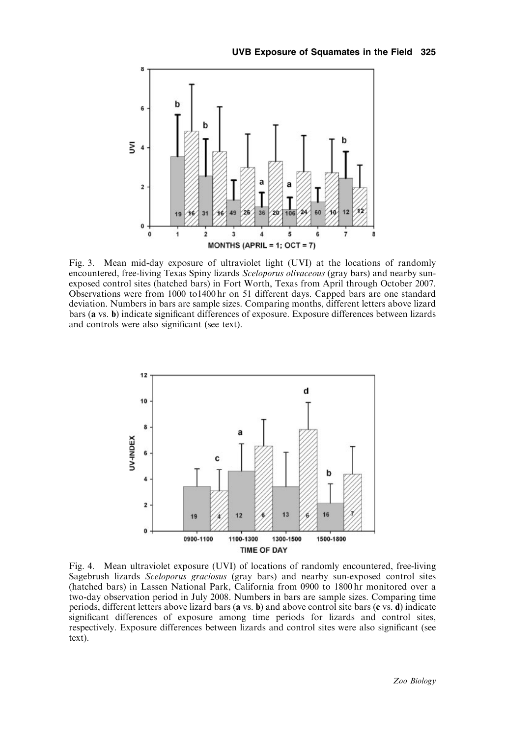Fig. 3. Mean mid-day exposure of ultraviolet light (UVI) at the locations of randomly encountered, free-living Texas Spiny lizards *Sceloporus olivaceous* (gray bars) and nearby sun-exposed control sites (hatched bars) in Fort Worth, Texas from April through October 2007. Observations were from 1000 to1400 hr on 51 different days. Capped bars are one standard deviation. Numbers in bars are sample sizes. Comparing months, different letters above lizard bars (**a** vs. **b**) indicate significant differences of exposure. Exposure differences between lizards and controls were also significant (see text).

Fig. 4. Mean ultraviolet exposure (UVI) of locations of randomly encountered, free-living Sagebrush lizards *Sceloporus graciosus* (gray bars) and nearby sun-exposed control sites (hatched bars) in Lassen National Park, California from 0900 to 1800 hr monitored over a two-day observation period in July 2008. Numbers in bars are sample sizes. Comparing time periods, different letters above lizard bars (**a** vs. **b**) and above control site bars (**c** vs. **d**) indicate significant differences of exposure among time periods for lizards and control sites, respectively. Exposure differences between lizards and control sites were also significant (see text).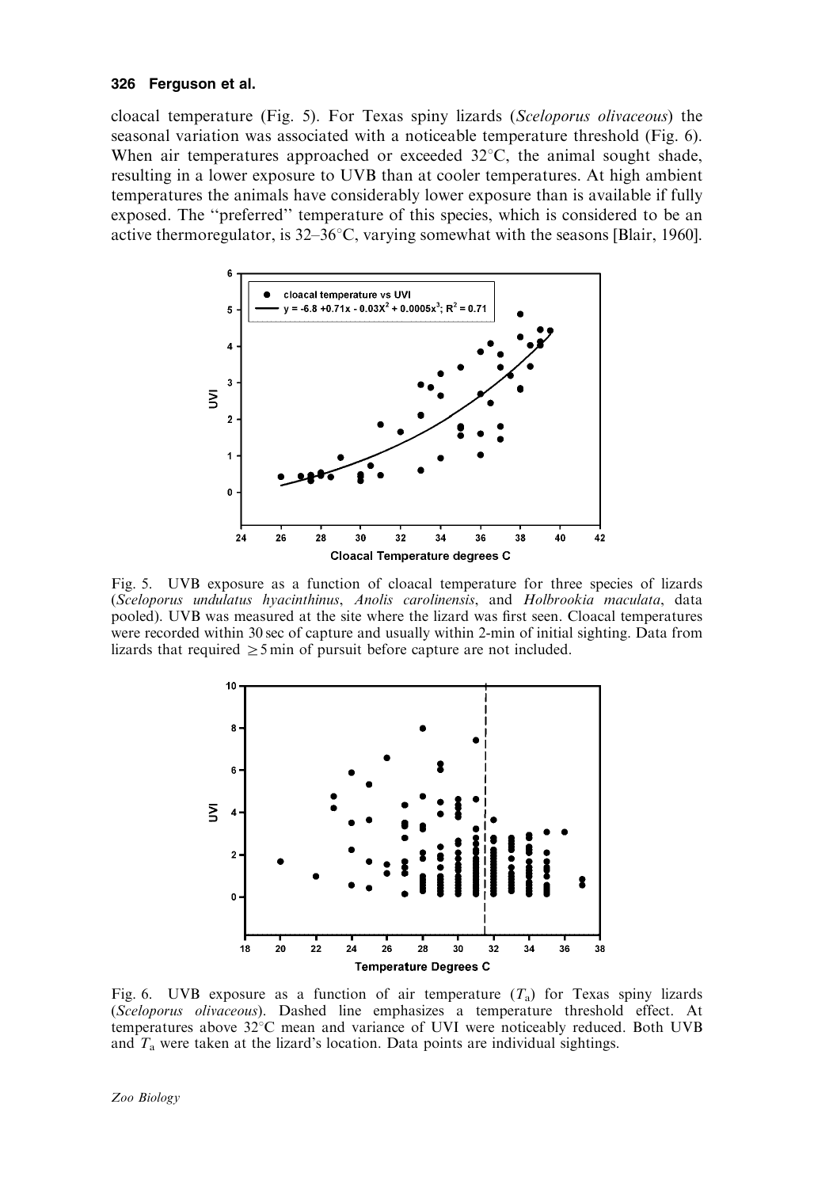cloacal temperature (Fig. 5). For Texas spiny lizards (*Sceloporus olivaceous*) the seasonal variation was associated with a noticeable temperature threshold (Fig. 6). When air temperatures approached or exceeded 32°C, the animal sought shade, resulting in a lower exposure to UVB than at cooler temperatures. At high ambient temperatures the animals have considerably lower exposure than is available if fully exposed. The "preferred" temperature of this species, which is considered to be an active thermoregulator, is 32–36°C, varying somewhat with the seasons [Blair, 1960].

Fig. 5. UVB exposure as a function of cloacal temperature for three species of lizards (*Sceloporus undulatus hyacinthinus*, *Anolis carolinensis*, and *Holbrookia maculata*, data pooled). UVB was measured at the site where the lizard was first seen. Cloacal temperatures were recorded within 30 sec of capture and usually within 2-min of initial sighting. Data from lizards that required ≥5 min of pursuit before capture are not included.

Fig. 6. UVB exposure as a function of air temperature ($T_a$) for Texas spiny lizards (*Sceloporus olivaceous*). Dashed line emphasizes a temperature threshold effect. At temperatures above 32°C mean and variance of UVI were noticeably reduced. Both UVB and $T_a$ were taken at the lizard's location. Data points are individual sightings.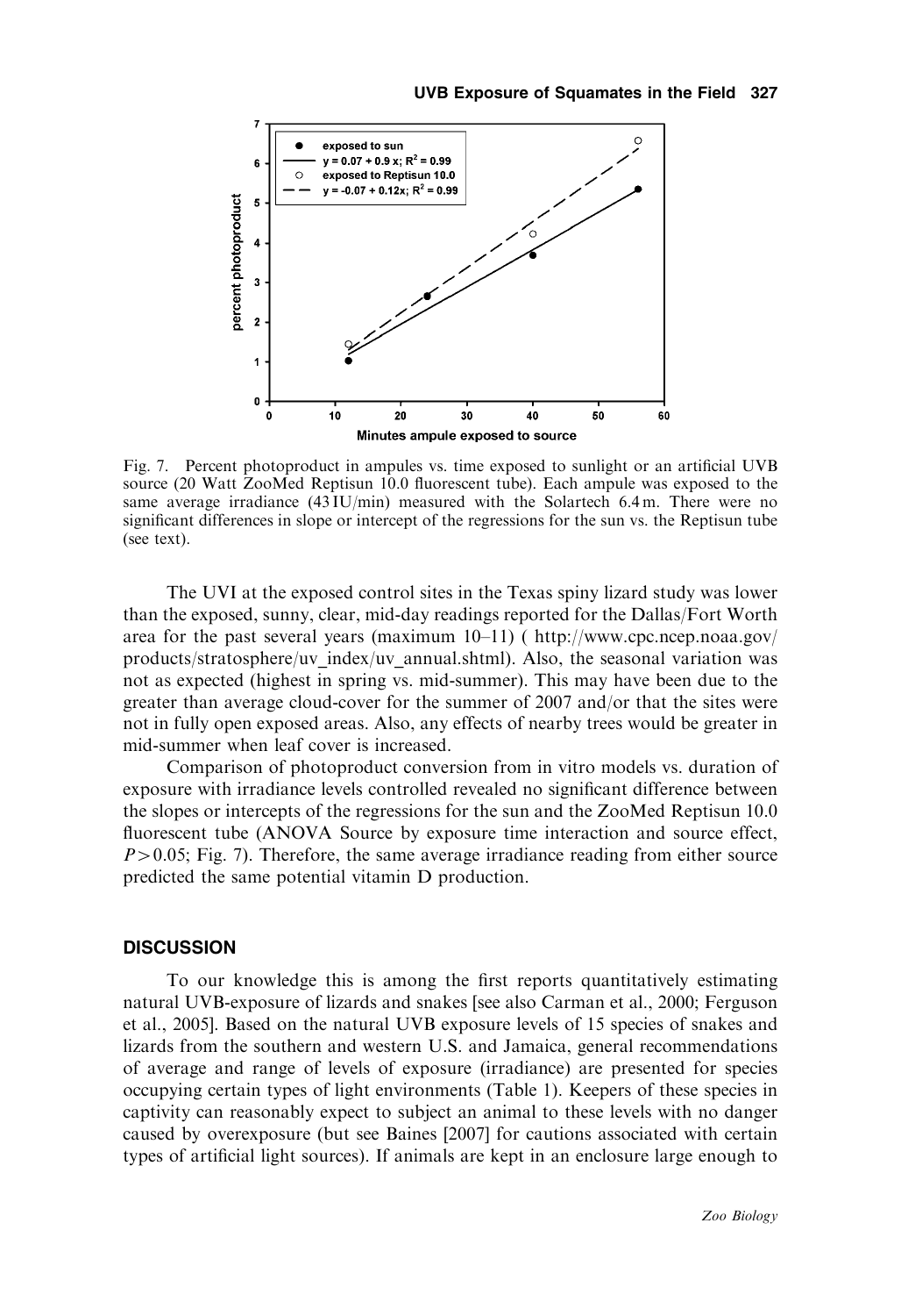Fig. 7. Percent photoproduct in ampules vs. time exposed to sunlight or an artificial UVB source (20 Watt ZooMed Reptisun 10.0 fluorescent tube). Each ampule was exposed to the same average irradiance (43 IU/min) measured with the Solartech 6.4 m. There were no significant differences in slope or intercept of the regressions for the sun vs. the Reptisun tube (see text).

The UVI at the exposed control sites in the Texas spiny lizard study was lower than the exposed, sunny, clear, mid-day readings reported for the Dallas/Fort Worth area for the past several years (maximum 10–11) ( http://www.cpc.ncep.noaa.gov/products/stratosphere/uv_index/uv_annual.shtml). Also, the seasonal variation was not as expected (highest in spring vs. mid-summer). This may have been due to the greater than average cloud-cover for the summer of 2007 and/or that the sites were not in fully open exposed areas. Also, any effects of nearby trees would be greater in mid-summer when leaf cover is increased.

Comparison of photoproduct conversion from in vitro models vs. duration of exposure with irradiance levels controlled revealed no significant difference between the slopes or intercepts of the regressions for the sun and the ZooMed Reptisun 10.0 fluorescent tube (ANOVA Source by exposure time interaction and source effect, $P > 0.05$; Fig. 7). Therefore, the same average irradiance reading from either source predicted the same potential vitamin D production.

## DISCUSSION

To our knowledge this is among the first reports quantitatively estimating natural UVB-exposure of lizards and snakes [see also Carman et al., 2000; Ferguson et al., 2005]. Based on the natural UVB exposure levels of 15 species of snakes and lizards from the southern and western U.S. and Jamaica, general recommendations of average and range of levels of exposure (irradiance) are presented for species occupying certain types of light environments (Table 1). Keepers of these species in captivity can reasonably expect to subject an animal to these levels with no danger caused by overexposure (but see Baines [2007] for cautions associated with certain types of artificial light sources). If animals are kept in an enclosure large enough to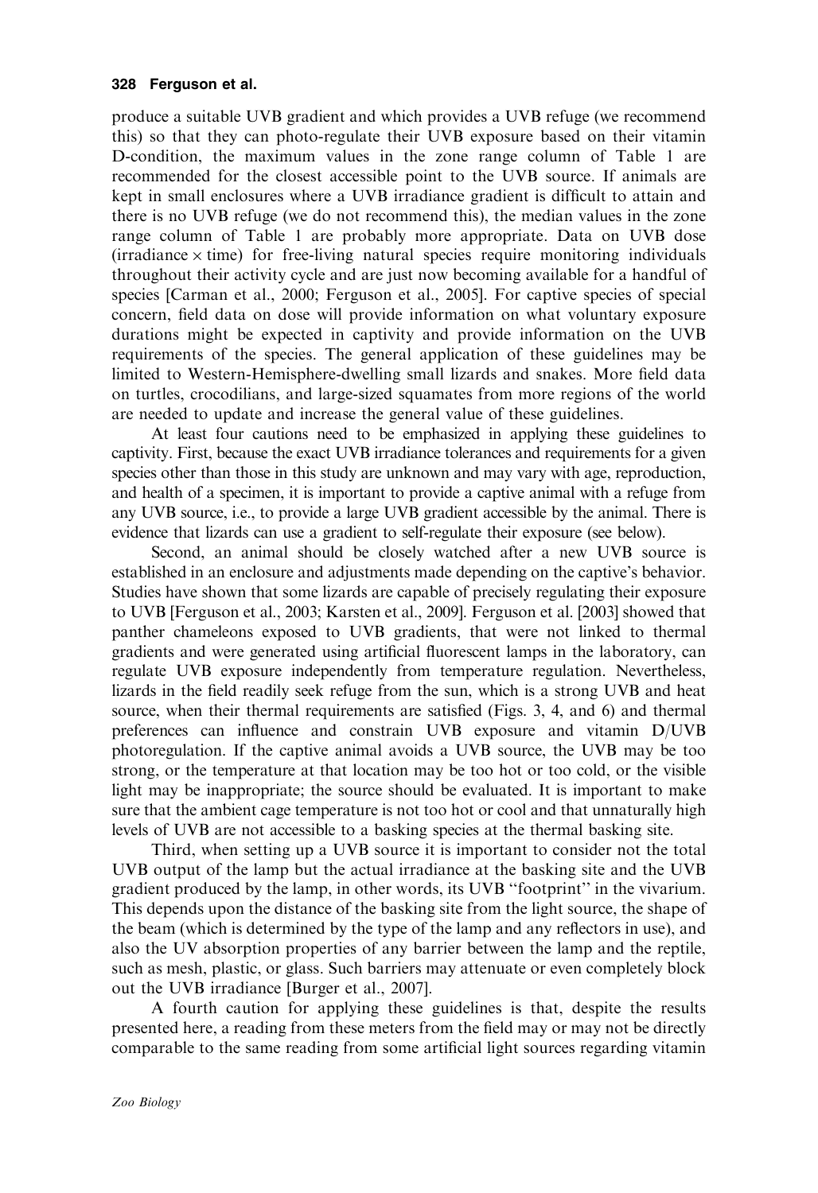produce a suitable UVB gradient and which provides a UVB refuge (we recommend this) so that they can photo-regulate their UVB exposure based on their vitamin D-condition, the maximum values in the zone range column of Table 1 are recommended for the closest accessible point to the UVB source. If animals are kept in small enclosures where a UVB irradiance gradient is difficult to attain and there is no UVB refuge (we do not recommend this), the median values in the zone range column of Table 1 are probably more appropriate. Data on UVB dose (irradiance $\times$ time) for free-living natural species require monitoring individuals throughout their activity cycle and are just now becoming available for a handful of species [Carman et al., 2000; Ferguson et al., 2005]. For captive species of special concern, field data on dose will provide information on what voluntary exposure durations might be expected in captivity and provide information on the UVB requirements of the species. The general application of these guidelines may be limited to Western-Hemisphere-dwelling small lizards and snakes. More field data on turtles, crocodilians, and large-sized squamates from more regions of the world are needed to update and increase the general value of these guidelines.

At least four cautions need to be emphasized in applying these guidelines to captivity. First, because the exact UVB irradiance tolerances and requirements for a given species other than those in this study are unknown and may vary with age, reproduction, and health of a specimen, it is important to provide a captive animal with a refuge from any UVB source, i.e., to provide a large UVB gradient accessible by the animal. There is evidence that lizards can use a gradient to self-regulate their exposure (see below).

Second, an animal should be closely watched after a new UVB source is established in an enclosure and adjustments made depending on the captive's behavior. Studies have shown that some lizards are capable of precisely regulating their exposure to UVB [Ferguson et al., 2003; Karsten et al., 2009]. Ferguson et al. [2003] showed that panther chameleons exposed to UVB gradients, that were not linked to thermal gradients and were generated using artificial fluorescent lamps in the laboratory, can regulate UVB exposure independently from temperature regulation. Nevertheless, lizards in the field readily seek refuge from the sun, which is a strong UVB and heat source, when their thermal requirements are satisfied (Figs. 3, 4, and 6) and thermal preferences can influence and constrain UVB exposure and vitamin D/UVB photoregulation. If the captive animal avoids a UVB source, the UVB may be too strong, or the temperature at that location may be too hot or too cold, or the visible light may be inappropriate; the source should be evaluated. It is important to make sure that the ambient cage temperature is not too hot or cool and that unnaturally high levels of UVB are not accessible to a basking species at the thermal basking site.

Third, when setting up a UVB source it is important to consider not the total UVB output of the lamp but the actual irradiance at the basking site and the UVB gradient produced by the lamp, in other words, its UVB "footprint" in the vivarium. This depends upon the distance of the basking site from the light source, the shape of the beam (which is determined by the type of the lamp and any reflectors in use), and also the UV absorption properties of any barrier between the lamp and the reptile, such as mesh, plastic, or glass. Such barriers may attenuate or even completely block out the UVB irradiance [Burger et al., 2007].

A fourth caution for applying these guidelines is that, despite the results presented here, a reading from these meters from the field may or may not be directly comparable to the same reading from some artificial light sources regarding vitamin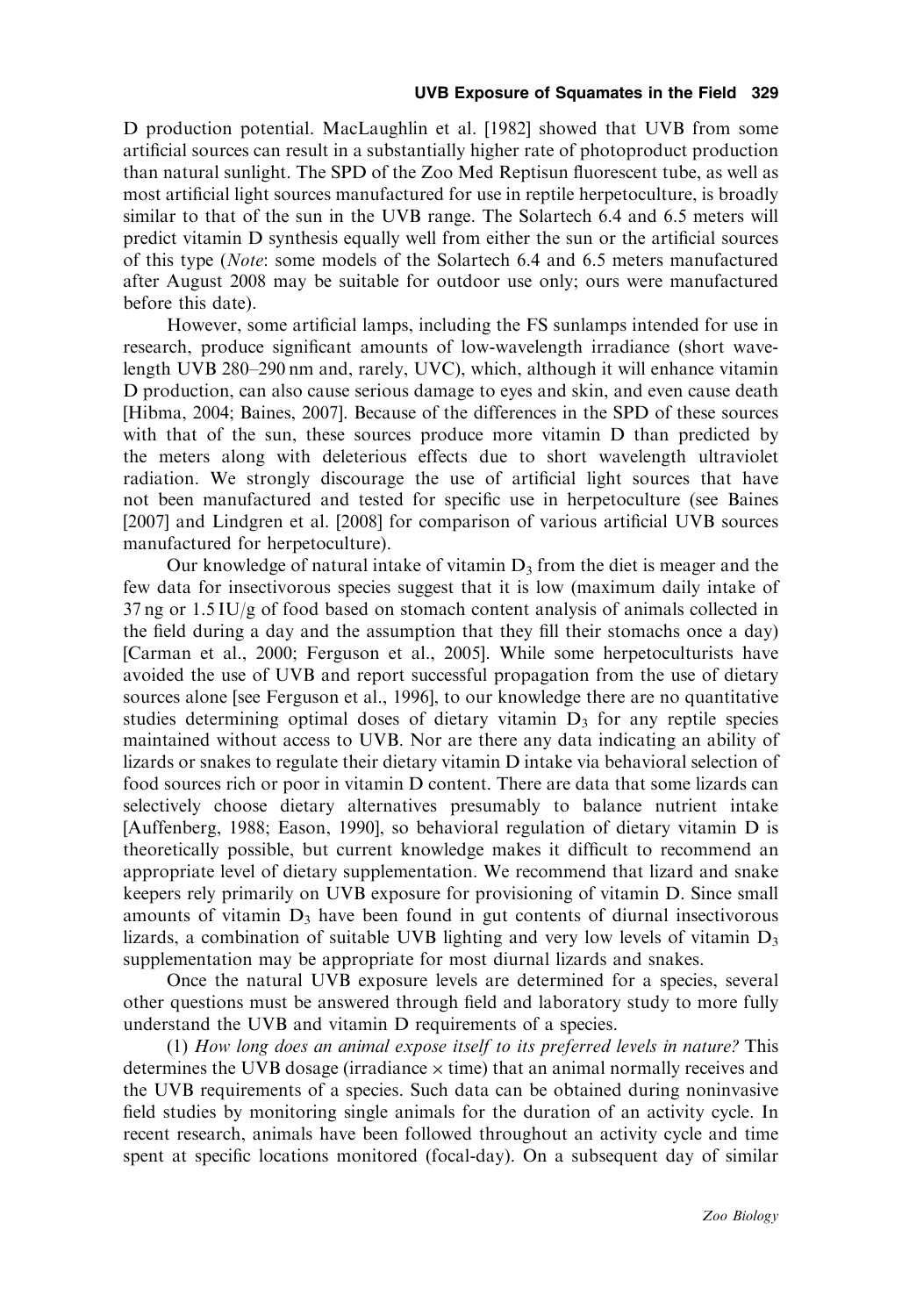D production potential. MacLaughlin et al. [1982] showed that UVB from some artificial sources can result in a substantially higher rate of photoproduct production than natural sunlight. The SPD of the Zoo Med Reptisun fluorescent tube, as well as most artificial light sources manufactured for use in reptile herpetoculture, is broadly similar to that of the sun in the UVB range. The Solartech 6.4 and 6.5 meters will predict vitamin D synthesis equally well from either the sun or the artificial sources of this type (*Note*: some models of the Solartech 6.4 and 6.5 meters manufactured after August 2008 may be suitable for outdoor use only; ours were manufactured before this date).

However, some artificial lamps, including the FS sunlamps intended for use in research, produce significant amounts of low-wavelength irradiance (short wavelength UVB 280–290 nm and, rarely, UVC), which, although it will enhance vitamin D production, can also cause serious damage to eyes and skin, and even cause death [Hibma, 2004; Baines, 2007]. Because of the differences in the SPD of these sources with that of the sun, these sources produce more vitamin D than predicted by the meters along with deleterious effects due to short wavelength ultraviolet radiation. We strongly discourage the use of artificial light sources that have not been manufactured and tested for specific use in herpetoculture (see Baines [2007] and Lindgren et al. [2008] for comparison of various artificial UVB sources manufactured for herpetoculture).

Our knowledge of natural intake of vitamin $D_3$ from the diet is meager and the few data for insectivorous species suggest that it is low (maximum daily intake of 37 ng or 1.5 IU/g of food based on stomach content analysis of animals collected in the field during a day and the assumption that they fill their stomachs once a day) [Carman et al., 2000; Ferguson et al., 2005]. While some herpetoculturists have avoided the use of UVB and report successful propagation from the use of dietary sources alone [see Ferguson et al., 1996], to our knowledge there are no quantitative studies determining optimal doses of dietary vitamin $D_3$ for any reptile species maintained without access to UVB. Nor are there any data indicating an ability of lizards or snakes to regulate their dietary vitamin D intake via behavioral selection of food sources rich or poor in vitamin D content. There are data that some lizards can selectively choose dietary alternatives presumably to balance nutrient intake [Auffenberg, 1988; Eason, 1990], so behavioral regulation of dietary vitamin D is theoretically possible, but current knowledge makes it difficult to recommend an appropriate level of dietary supplementation. We recommend that lizard and snake keepers rely primarily on UVB exposure for provisioning of vitamin D. Since small amounts of vitamin $D_3$ have been found in gut contents of diurnal insectivorous lizards, a combination of suitable UVB lighting and very low levels of vitamin $D_3$ supplementation may be appropriate for most diurnal lizards and snakes.

Once the natural UVB exposure levels are determined for a species, several other questions must be answered through field and laboratory study to more fully understand the UVB and vitamin D requirements of a species.

(1) *How long does an animal expose itself to its preferred levels in nature?* This determines the UVB dosage (irradiance $\times$ time) that an animal normally receives and the UVB requirements of a species. Such data can be obtained during noninvasive field studies by monitoring single animals for the duration of an activity cycle. In recent research, animals have been followed throughout an activity cycle and time spent at specific locations monitored (focal-day). On a subsequent day of similar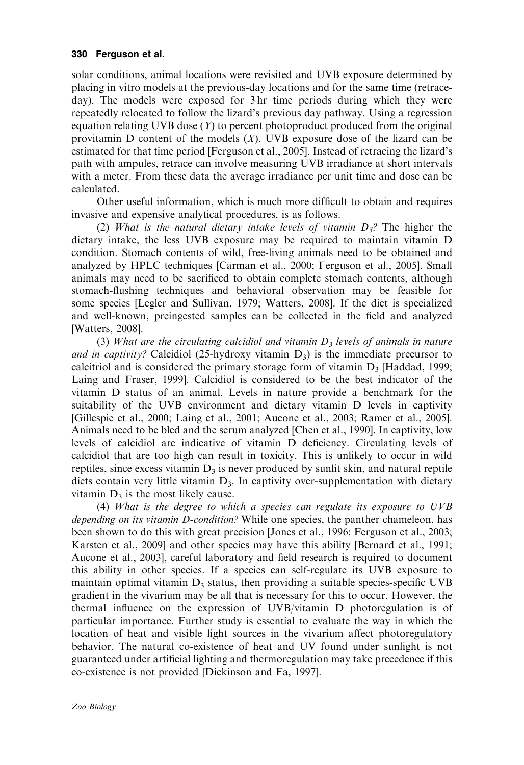solar conditions, animal locations were revisited and UVB exposure determined by placing in vitro models at the previous-day locations and for the same time (retrace-day). The models were exposed for 3 hr time periods during which they were repeatedly relocated to follow the lizard's previous day pathway. Using a regression equation relating UVB dose ($Y$) to percent photoproduct produced from the original provitamin D content of the models ($X$), UVB exposure dose of the lizard can be estimated for that time period [Ferguson et al., 2005]. Instead of retracing the lizard's path with ampules, retrace can involve measuring UVB irradiance at short intervals with a meter. From these data the average irradiance per unit time and dose can be calculated.

Other useful information, which is much more difficult to obtain and requires invasive and expensive analytical procedures, is as follows.

(2) *What is the natural dietary intake levels of vitamin $D_3$?* The higher the dietary intake, the less UVB exposure may be required to maintain vitamin D condition. Stomach contents of wild, free-living animals need to be obtained and analyzed by HPLC techniques [Carman et al., 2000; Ferguson et al., 2005]. Small animals may need to be sacrificed to obtain complete stomach contents, although stomach-flushing techniques and behavioral observation may be feasible for some species [Legler and Sullivan, 1979; Watters, 2008]. If the diet is specialized and well-known, preingested samples can be collected in the field and analyzed [Watters, 2008].

(3) *What are the circulating calcidiol and vitamin $D_3$ levels of animals in nature and in captivity?* Calcidiol (25-hydroxy vitamin $D_3$) is the immediate precursor to calcitriol and is considered the primary storage form of vitamin $D_3$ [Haddad, 1999; Laing and Fraser, 1999]. Calcidiol is considered to be the best indicator of the vitamin D status of an animal. Levels in nature provide a benchmark for the suitability of the UVB environment and dietary vitamin D levels in captivity [Gillespie et al., 2000; Laing et al., 2001; Aucone et al., 2003; Ramer et al., 2005]. Animals need to be bled and the serum analyzed [Chen et al., 1990]. In captivity, low levels of calcidiol are indicative of vitamin D deficiency. Circulating levels of calcidiol that are too high can result in toxicity. This is unlikely to occur in wild reptiles, since excess vitamin $D_3$ is never produced by sunlit skin, and natural reptile diets contain very little vitamin $D_3$. In captivity over-supplementation with dietary vitamin $D_3$ is the most likely cause.

(4) *What is the degree to which a species can regulate its exposure to UVB depending on its vitamin D-condition?* While one species, the panther chameleon, has been shown to do this with great precision [Jones et al., 1996; Ferguson et al., 2003; Karsten et al., 2009] and other species may have this ability [Bernard et al., 1991; Aucone et al., 2003], careful laboratory and field research is required to document this ability in other species. If a species can self-regulate its UVB exposure to maintain optimal vitamin $D_3$ status, then providing a suitable species-specific UVB gradient in the vivarium may be all that is necessary for this to occur. However, the thermal influence on the expression of UVB/vitamin D photoregulation is of particular importance. Further study is essential to evaluate the way in which the location of heat and visible light sources in the vivarium affect photoregulatory behavior. The natural co-existence of heat and UV found under sunlight is not guaranteed under artificial lighting and thermoregulation may take precedence if this co-existence is not provided [Dickinson and Fa, 1997].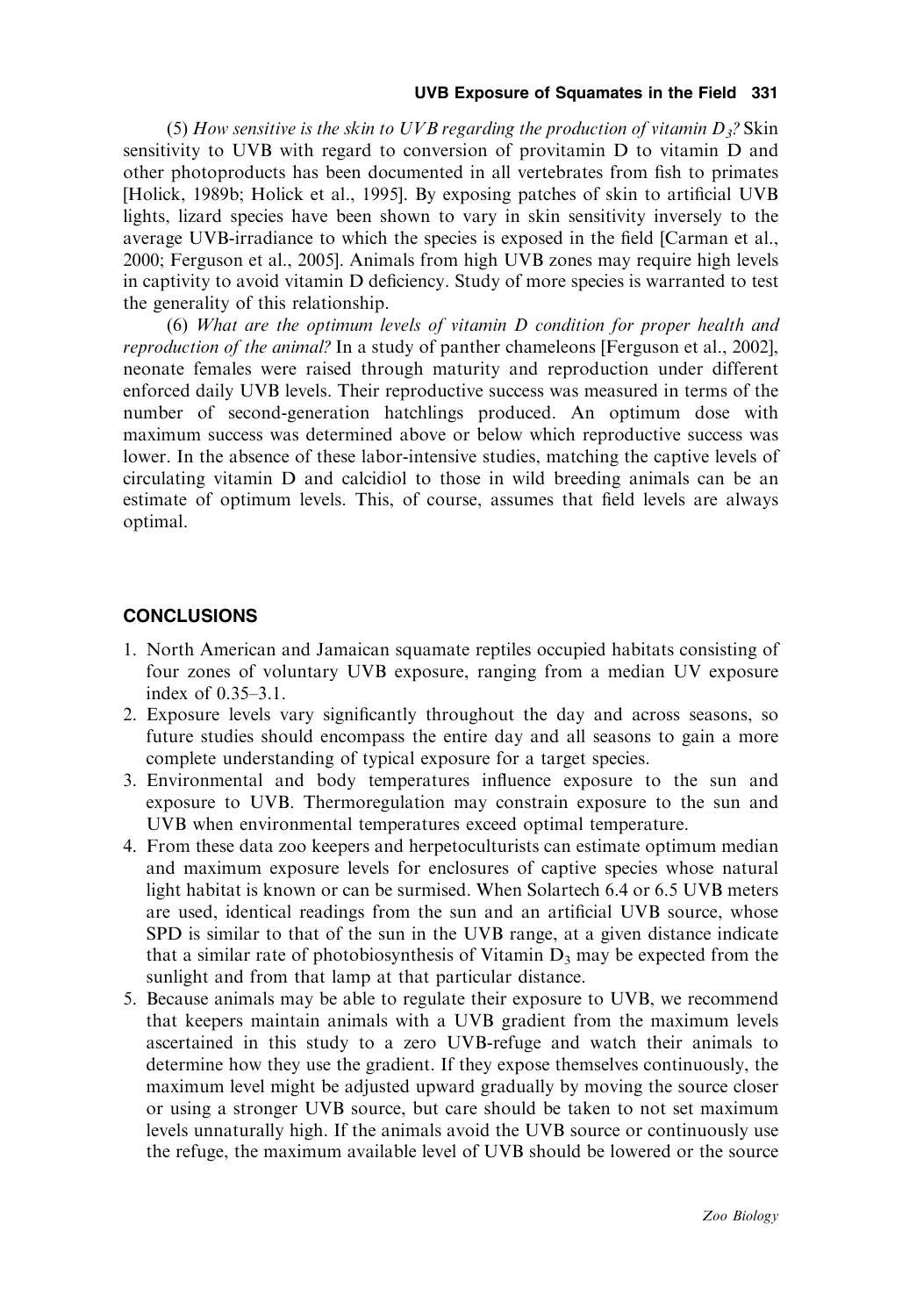(5) *How sensitive is the skin to UVB regarding the production of vitamin $D_3$?* Skin sensitivity to UVB with regard to conversion of provitamin D to vitamin D and other photoproducts has been documented in all vertebrates from fish to primates [Holick, 1989b; Holick et al., 1995]. By exposing patches of skin to artificial UVB lights, lizard species have been shown to vary in skin sensitivity inversely to the average UVB-irradiance to which the species is exposed in the field [Carman et al., 2000; Ferguson et al., 2005]. Animals from high UVB zones may require high levels in captivity to avoid vitamin D deficiency. Study of more species is warranted to test the generality of this relationship.

(6) *What are the optimum levels of vitamin D condition for proper health and reproduction of the animal?* In a study of panther chameleons [Ferguson et al., 2002], neonate females were raised through maturity and reproduction under different enforced daily UVB levels. Their reproductive success was measured in terms of the number of second-generation hatchlings produced. An optimum dose with maximum success was determined above or below which reproductive success was lower. In the absence of these labor-intensive studies, matching the captive levels of circulating vitamin D and calcidiol to those in wild breeding animals can be an estimate of optimum levels. This, of course, assumes that field levels are always optimal.

## CONCLUSIONS

1. North American and Jamaican squamate reptiles occupied habitats consisting of four zones of voluntary UVB exposure, ranging from a median UV exposure index of 0.35–3.1.
2. Exposure levels vary significantly throughout the day and across seasons, so future studies should encompass the entire day and all seasons to gain a more complete understanding of typical exposure for a target species.
3. Environmental and body temperatures influence exposure to the sun and exposure to UVB. Thermoregulation may constrain exposure to the sun and UVB when environmental temperatures exceed optimal temperature.
4. From these data zoo keepers and herpetoculturists can estimate optimum median and maximum exposure levels for enclosures of captive species whose natural light habitat is known or can be surmised. When Solartech 6.4 or 6.5 UVB meters are used, identical readings from the sun and an artificial UVB source, whose SPD is similar to that of the sun in the UVB range, at a given distance indicate that a similar rate of photobiosynthesis of Vitamin $D_3$ may be expected from the sunlight and from that lamp at that particular distance.
5. Because animals may be able to regulate their exposure to UVB, we recommend that keepers maintain animals with a UVB gradient from the maximum levels ascertained in this study to a zero UVB-refuge and watch their animals to determine how they use the gradient. If they expose themselves continuously, the maximum level might be adjusted upward gradually by moving the source closer or using a stronger UVB source, but care should be taken to not set maximum levels unnaturally high. If the animals avoid the UVB source or continuously use the refuge, the maximum available level of UVB should be lowered or the source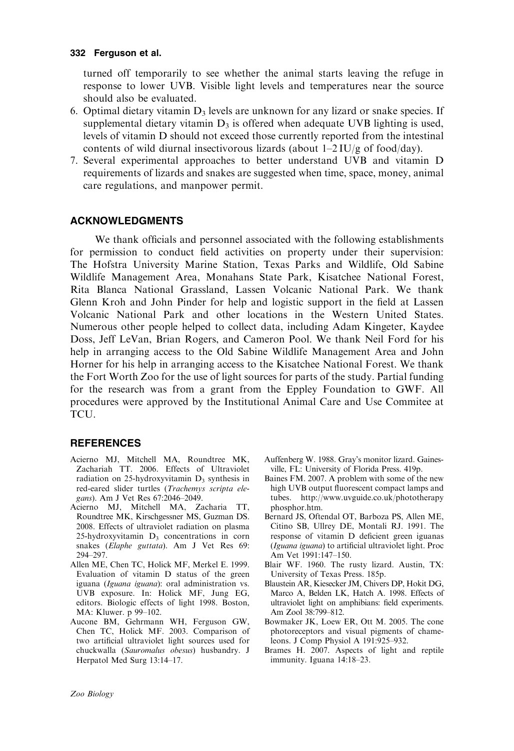turned off temporarily to see whether the animal starts leaving the refuge in response to lower UVB. Visible light levels and temperatures near the source should also be evaluated.

6. Optimal dietary vitamin $D_3$ levels are unknown for any lizard or snake species. If supplemental dietary vitamin $D_3$ is offered when adequate UVB lighting is used, levels of vitamin D should not exceed those currently reported from the intestinal contents of wild diurnal insectivorous lizards (about 1–2 IU/g of food/day).
7. Several experimental approaches to better understand UVB and vitamin D requirements of lizards and snakes are suggested when time, space, money, animal care regulations, and manpower permit.

## ACKNOWLEDGMENTS

We thank officials and personnel associated with the following establishments for permission to conduct field activities on property under their supervision: The Hofstra University Marine Station, Texas Parks and Wildlife, Old Sabine Wildlife Management Area, Monahans State Park, Kisatchee National Forest, Rita Blanca National Grassland, Lassen Volcanic National Park. We thank Glenn Kroh and John Pinder for help and logistic support in the field at Lassen Volcanic National Park and other locations in the Western United States. Numerous other people helped to collect data, including Adam Kingeter, Kaydee Doss, Jeff LeVan, Brian Rogers, and Cameron Pool. We thank Neil Ford for his help in arranging access to the Old Sabine Wildlife Management Area and John Horner for his help in arranging access to the Kisatchee National Forest. We thank the Fort Worth Zoo for the use of light sources for parts of the study. Partial funding for the research was from a grant from the Eppley Foundation to GWF. All procedures were approved by the Institutional Animal Care and Use Commitee at TCU.

## REFERENCES

Acierno MJ, Mitchell MA, Roundtree MK, Zachariah TT. 2006. Effects of Ultraviolet radiation on 25-hydroxyvitamin $D_3$ synthesis in red-eared slider turtles (*Trachemys scripta elegans*). Am J Vet Res 67:2046–2049.

Acierno MJ, Mitchell MA, Zacharia TT, Roundtree MK, Kirschgessner MS, Guzman DS. 2008. Effects of ultraviolet radiation on plasma 25-hydroxyvitamin $D_3$ concentrations in corn snakes (*Elaphe guttata*). Am J Vet Res 69: 294–297.

Allen ME, Chen TC, Holick MF, Merkel E. 1999. Evaluation of vitamin D status of the green iguana (*Iguana iguana*): oral administration vs. UVB exposure. In: Holick MF, Jung EG, editors. Biologic effects of light 1998. Boston, MA: Kluwer. p 99–102.

Aucone BM, Gehrmann WH, Ferguson GW, Chen TC, Holick MF. 2003. Comparison of two artificial ultraviolet light sources used for chuckwalla (*Sauromalus obesus*) husbandry. J Herpatol Med Surg 13:14–17.

Auffenberg W. 1988. Gray's monitor lizard. Gainesville, FL: University of Florida Press. 419p.

Baines FM. 2007. A problem with some of the new high UVB output fluorescent compact lamps and tubes. http://www.uvguide.co.uk/phototherapy phosphor.htm.

Bernard JS, Oftendal OT, Barboza PS, Allen ME, Citino SB, Ullrey DE, Montali RJ. 1991. The response of vitamin D deficient green iguanas (*Iguana iguana*) to artificial ultraviolet light. Proc Am Vet 1991:147–150.

Blair WF. 1960. The rusty lizard. Austin, TX: University of Texas Press. 185p.

Blaustein AR, Kiesecker JM, Chivers DP, Hokit DG, Marco A, Belden LK, Hatch A. 1998. Effects of ultraviolet light on amphibians: field experiments. Am Zool 38:799–812.

Bowmaker JK, Loew ER, Ott M. 2005. The cone photoreceptors and visual pigments of chameleons. J Comp Physiol A 191:925–932.

Brames H. 2007. Aspects of light and reptile immunity. Iguana 14:18–23.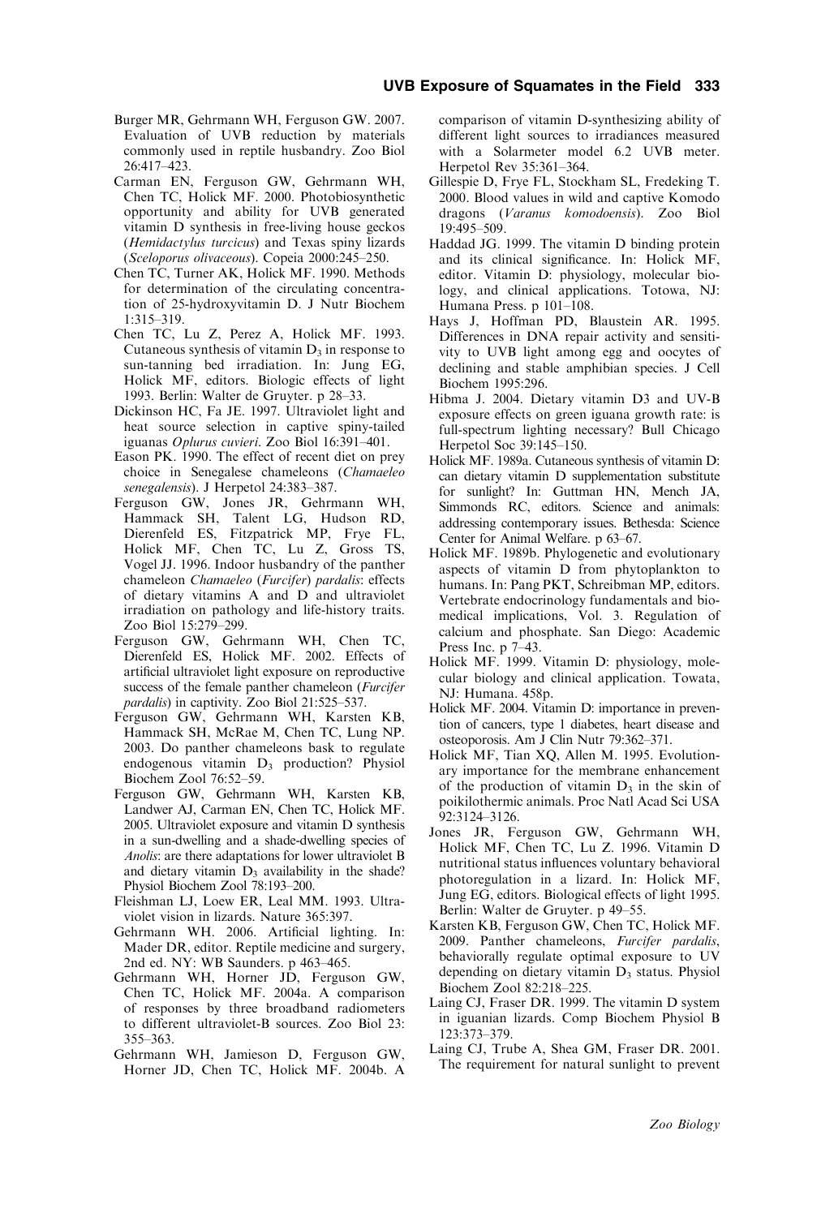Burger MR, Gehrmann WH, Ferguson GW. 2007. Evaluation of UVB reduction by materials commonly used in reptile husbandry. Zoo Biol 26:417–423.

Carman EN, Ferguson GW, Gehrmann WH, Chen TC, Holick MF. 2000. Photobiosynthetic opportunity and ability for UVB generated vitamin D synthesis in free-living house geckos (*Hemidactylus turcicus*) and Texas spiny lizards (*Sceloporus olivaceous*). Copeia 2000:245–250.

Chen TC, Turner AK, Holick MF. 1990. Methods for determination of the circulating concentration of 25-hydroxyvitamin D. J Nutr Biochem 1:315–319.

Chen TC, Lu Z, Perez A, Holick MF. 1993. Cutaneous synthesis of vitamin $D_3$ in response to sun-tanning bed irradiation. In: Jung EG, Holick MF, editors. Biologic effects of light 1993. Berlin: Walter de Gruyter. p 28–33.

Dickinson HC, Fa JE. 1997. Ultraviolet light and heat source selection in captive spiny-tailed iguanas *Oplurus cuvieri*. Zoo Biol 16:391–401.

Eason PK. 1990. The effect of recent diet on prey choice in Senegalese chameleons (*Chamaeleo senegalensis*). J Herpetol 24:383–387.

Ferguson GW, Jones JR, Gehrmann WH, Hammack SH, Talent LG, Hudson RD, Dierenfeld ES, Fitzpatrick MP, Frye FL, Holick MF, Chen TC, Lu Z, Gross TS, Vogel JJ. 1996. Indoor husbandry of the panther chameleon *Chamaeleo* (*Furcifer*) *pardalis*: effects of dietary vitamins A and D and ultraviolet irradiation on pathology and life-history traits. Zoo Biol 15:279–299.

Ferguson GW, Gehrmann WH, Chen TC, Dierenfeld ES, Holick MF. 2002. Effects of artificial ultraviolet light exposure on reproductive success of the female panther chameleon (*Furcifer pardalis*) in captivity. Zoo Biol 21:525–537.

Ferguson GW, Gehrmann WH, Karsten KB, Hammack SH, McRae M, Chen TC, Lung NP. 2003. Do panther chameleons bask to regulate endogenous vitamin $D_3$ production? Physiol Biochem Zool 76:52–59.

Ferguson GW, Gehrmann WH, Karsten KB, Landwer AJ, Carman EN, Chen TC, Holick MF. 2005. Ultraviolet exposure and vitamin D synthesis in a sun-dwelling and a shade-dwelling species of *Anolis*: are there adaptations for lower ultraviolet B and dietary vitamin $D_3$ availability in the shade? Physiol Biochem Zool 78:193–200.

Fleishman LJ, Loew ER, Leal MM. 1993. Ultraviolet vision in lizards. Nature 365:397.

Gehrmann WH. 2006. Artificial lighting. In: Mader DR, editor. Reptile medicine and surgery, 2nd ed. NY: WB Saunders. p 463–465.

Gehrmann WH, Horner JD, Ferguson GW, Chen TC, Holick MF. 2004a. A comparison of responses by three broadband radiometers to different ultraviolet-B sources. Zoo Biol 23: 355–363.

Gehrmann WH, Jamieson D, Ferguson GW, Horner JD, Chen TC, Holick MF. 2004b. A comparison of vitamin D-synthesizing ability of different light sources to irradiances measured with a Solarmeter model 6.2 UVB meter. Herpetol Rev 35:361–364.

Gillespie D, Frye FL, Stockham SL, Fredeking T. 2000. Blood values in wild and captive Komodo dragons (*Varanus komodoensis*). Zoo Biol 19:495–509.

Haddad JG. 1999. The vitamin D binding protein and its clinical significance. In: Holick MF, editor. Vitamin D: physiology, molecular biology, and clinical applications. Totowa, NJ: Humana Press. p 101–108.

Hays J, Hoffman PD, Blaustein AR. 1995. Differences in DNA repair activity and sensitivity to UVB light among egg and oocytes of declining and stable amphibian species. J Cell Biochem 1995:296.

Hibma J. 2004. Dietary vitamin D3 and UV-B exposure effects on green iguana growth rate: is full-spectrum lighting necessary? Bull Chicago Herpetol Soc 39:145–150.

Holick MF. 1989a. Cutaneous synthesis of vitamin D: can dietary vitamin D supplementation substitute for sunlight? In: Guttman HN, Mench JA, Simmonds RC, editors. Science and animals: addressing contemporary issues. Bethesda: Science Center for Animal Welfare. p 63–67.

Holick MF. 1989b. Phylogenetic and evolutionary aspects of vitamin D from phytoplankton to humans. In: Pang PKT, Schreibman MP, editors. Vertebrate endocrinology fundamentals and biomedical implications, Vol. 3. Regulation of calcium and phosphate. San Diego: Academic Press Inc. p 7–43.

Holick MF. 1999. Vitamin D: physiology, molecular biology and clinical application. Towata, NJ: Humana. 458p.

Holick MF. 2004. Vitamin D: importance in prevention of cancers, type 1 diabetes, heart disease and osteoporosis. Am J Clin Nutr 79:362–371.

Holick MF, Tian XQ, Allen M. 1995. Evolutionary importance for the membrane enhancement of the production of vitamin $D_3$ in the skin of poikilothermic animals. Proc Natl Acad Sci USA 92:3124–3126.

Jones JR, Ferguson GW, Gehrmann WH, Holick MF, Chen TC, Lu Z. 1996. Vitamin D nutritional status influences voluntary behavioral photoregulation in a lizard. In: Holick MF, Jung EG, editors. Biological effects of light 1995. Berlin: Walter de Gruyter. p 49–55.

Karsten KB, Ferguson GW, Chen TC, Holick MF. 2009. Panther chameleons, *Furcifer pardalis*, behaviorally regulate optimal exposure to UV depending on dietary vitamin $D_3$ status. Physiol Biochem Zool 82:218–225.

Laing CJ, Fraser DR. 1999. The vitamin D system in iguanian lizards. Comp Biochem Physiol B 123:373–379.

Laing CJ, Trube A, Shea GM, Fraser DR. 2001. The requirement for natural sunlight to prevent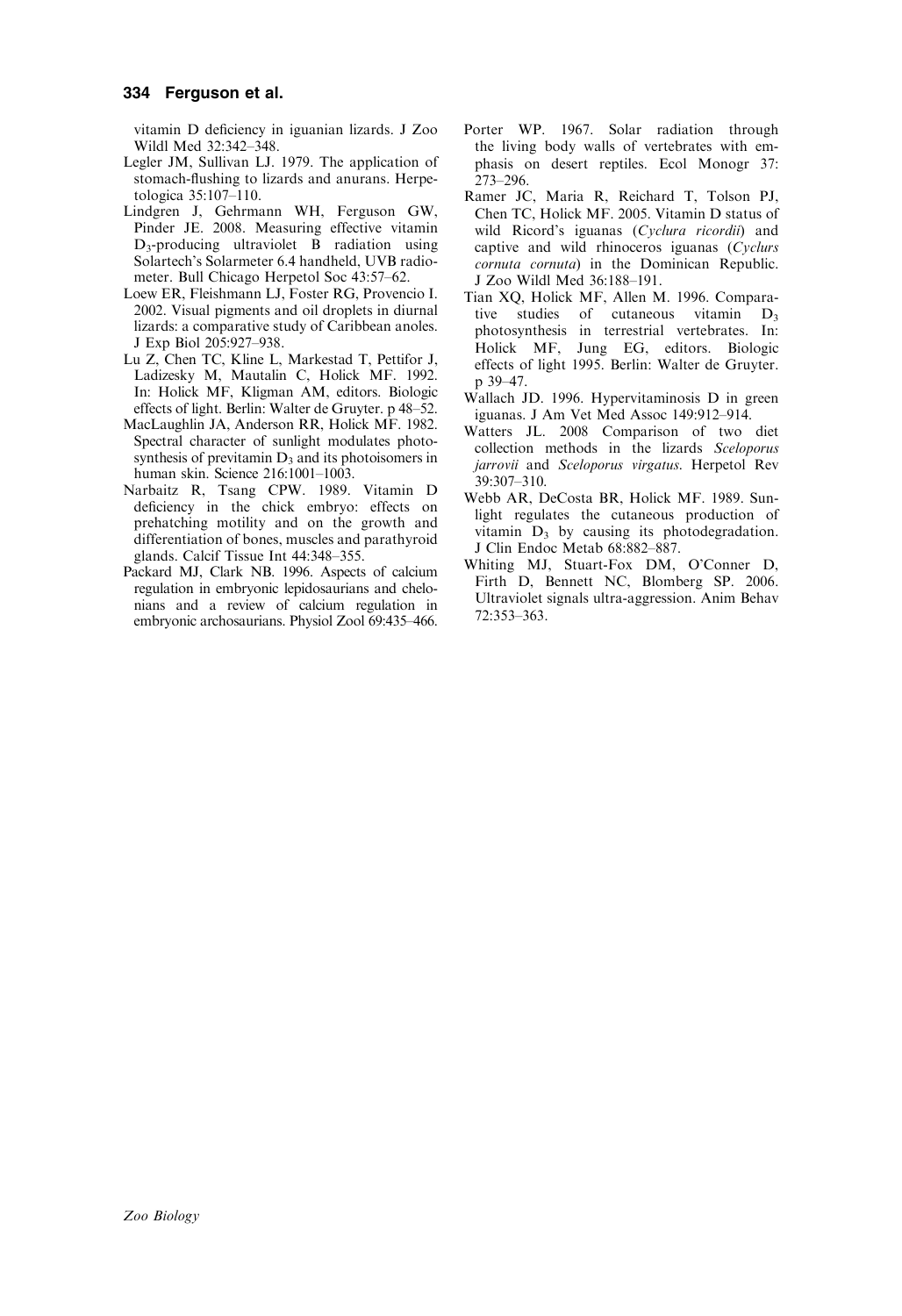vitamin D deficiency in iguanian lizards. J Zoo Wildl Med 32:342–348.

Legler JM, Sullivan LJ. 1979. The application of stomach-flushing to lizards and anurans. Herpetologica 35:107–110.

Lindgren J, Gehrmann WH, Ferguson GW, Pinder JE. 2008. Measuring effective vitamin $D_3$-producing ultraviolet B radiation using Solartech's Solarmeter 6.4 handheld, UVB radiometer. Bull Chicago Herpetol Soc 43:57–62.

Loew ER, Fleishmann LJ, Foster RG, Provencio I. 2002. Visual pigments and oil droplets in diurnal lizards: a comparative study of Caribbean anoles. J Exp Biol 205:927–938.

Lu Z, Chen TC, Kline L, Markestad T, Pettifor J, Ladizesky M, Mautalin C, Holick MF. 1992. In: Holick MF, Kligman AM, editors. Biologic effects of light. Berlin: Walter de Gruyter. p 48–52.

MacLaughlin JA, Anderson RR, Holick MF. 1982. Spectral character of sunlight modulates photosynthesis of previtamin $D_3$ and its photoisomers in human skin. Science 216:1001–1003.

Narbaitz R, Tsang CPW. 1989. Vitamin D deficiency in the chick embryo: effects on prehatching motility and on the growth and differentiation of bones, muscles and parathyroid glands. Calcif Tissue Int 44:348–355.

Packard MJ, Clark NB. 1996. Aspects of calcium regulation in embryonic lepidosaurians and chelonians and a review of calcium regulation in embryonic archosaurians. Physiol Zool 69:435–466.

Porter WP. 1967. Solar radiation through the living body walls of vertebrates with emphasis on desert reptiles. Ecol Monogr 37: 273–296.

Ramer JC, Maria R, Reichard T, Tolson PJ, Chen TC, Holick MF. 2005. Vitamin D status of wild Ricord's iguanas (*Cyclura ricordii*) and captive and wild rhinoceros iguanas (*Cyclurs cornuta cornuta*) in the Dominican Republic. J Zoo Wildl Med 36:188–191.

Tian XQ, Holick MF, Allen M. 1996. Comparative studies of cutaneous vitamin $D_3$ photosynthesis in terrestrial vertebrates. In: Holick MF, Jung EG, editors. Biologic effects of light 1995. Berlin: Walter de Gruyter. p 39–47.

Wallach JD. 1996. Hypervitaminosis D in green iguanas. J Am Vet Med Assoc 149:912–914.

Watters JL. 2008 Comparison of two diet collection methods in the lizards *Sceloporus jarrovii* and *Sceloporus virgatus*. Herpetol Rev 39:307–310.

Webb AR, DeCosta BR, Holick MF. 1989. Sunlight regulates the cutaneous production of vitamin $D_3$ by causing its photodegradation. J Clin Endoc Metab 68:882–887.

Whiting MJ, Stuart-Fox DM, O'Conner D, Firth D, Bennett NC, Blomberg SP. 2006. Ultraviolet signals ultra-aggression. Anim Behav 72:353–363.